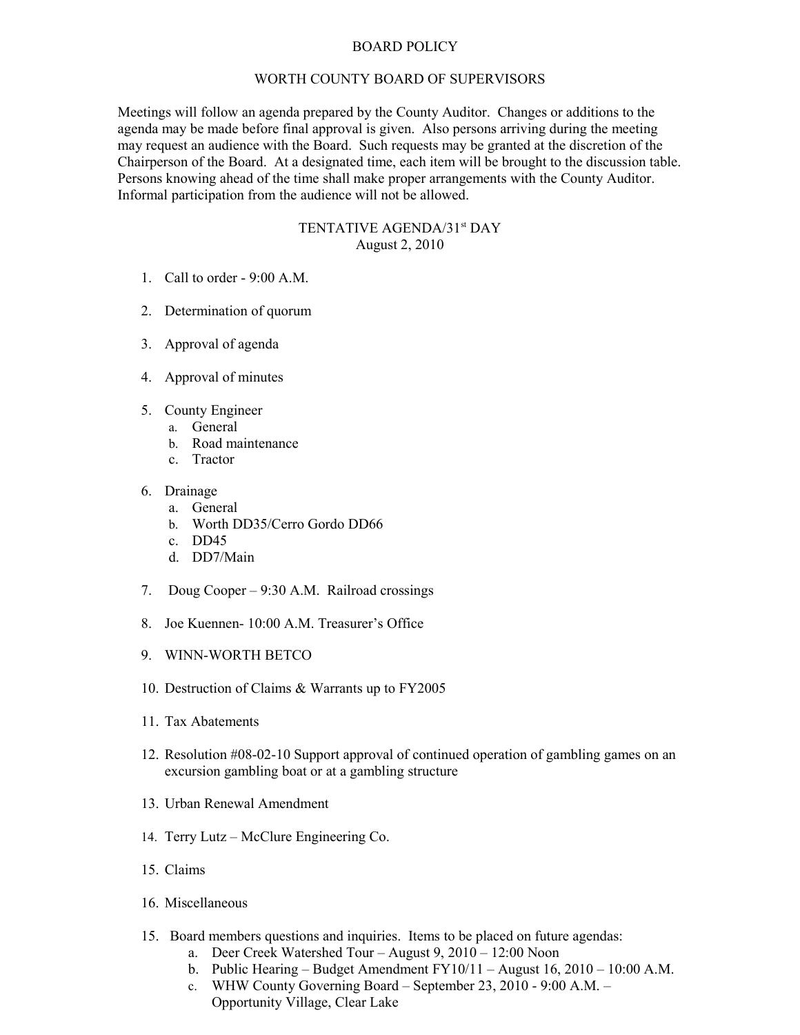# BOARD POLICY

## WORTH COUNTY BOARD OF SUPERVISORS

Meetings will follow an agenda prepared by the County Auditor. Changes or additions to the agenda may be made before final approval is given. Also persons arriving during the meeting may request an audience with the Board. Such requests may be granted at the discretion of the Chairperson of the Board. At a designated time, each item will be brought to the discussion table. Persons knowing ahead of the time shall make proper arrangements with the County Auditor. Informal participation from the audience will not be allowed.

## TENTATIVE AGENDA/31st DAY

August 2, 2010

1. Call to order - 9:00 A.M.

2. Determination of quorum

3. Approval of agenda

4. Approval of minutes

5. County Engineer
   a. General
   b. Road maintenance
   c. Tractor

6. Drainage
   a. General
   b. Worth DD35/Cerro Gordo DD66
   c. DD45
   d. DD7/Main

7. Doug Cooper – 9:30 A.M. Railroad crossings

8. Joe Kuennen- 10:00 A.M. Treasurer's Office

9. WINN-WORTH BETCO

10. Destruction of Claims & Warrants up to FY2005

11. Tax Abatements

12. Resolution #08-02-10 Support approval of continued operation of gambling games on an excursion gambling boat or at a gambling structure

13. Urban Renewal Amendment

14. Terry Lutz – McClure Engineering Co.

15. Claims

16. Miscellaneous

15. Board members questions and inquiries. Items to be placed on future agendas:
    a. Deer Creek Watershed Tour – August 9, 2010 – 12:00 Noon
    b. Public Hearing – Budget Amendment FY10/11 – August 16, 2010 – 10:00 A.M.
    c. WHW County Governing Board – September 23, 2010 - 9:00 A.M. – Opportunity Village, Clear Lake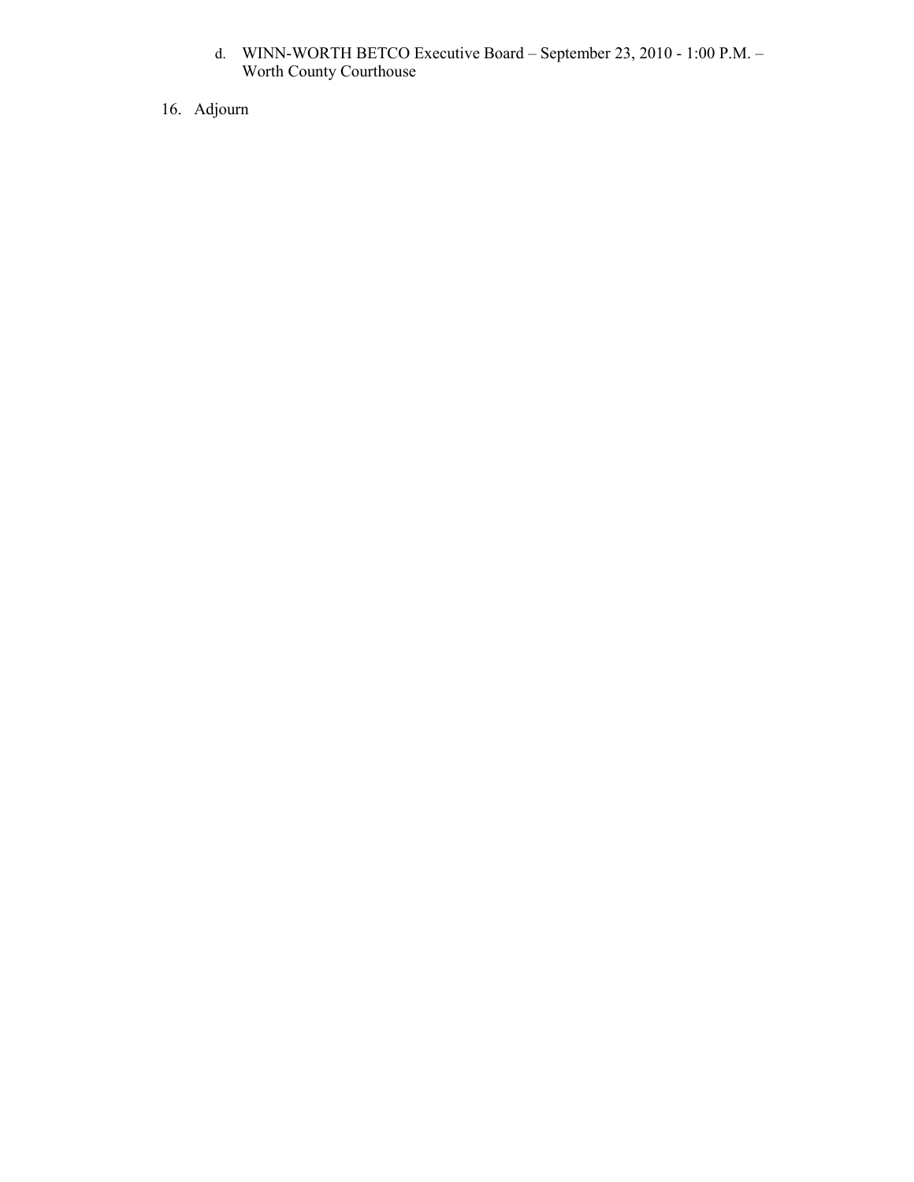d. WINN-WORTH BETCO Executive Board – September 23, 2010 - 1:00 P.M. – Worth County Courthouse

16. Adjourn